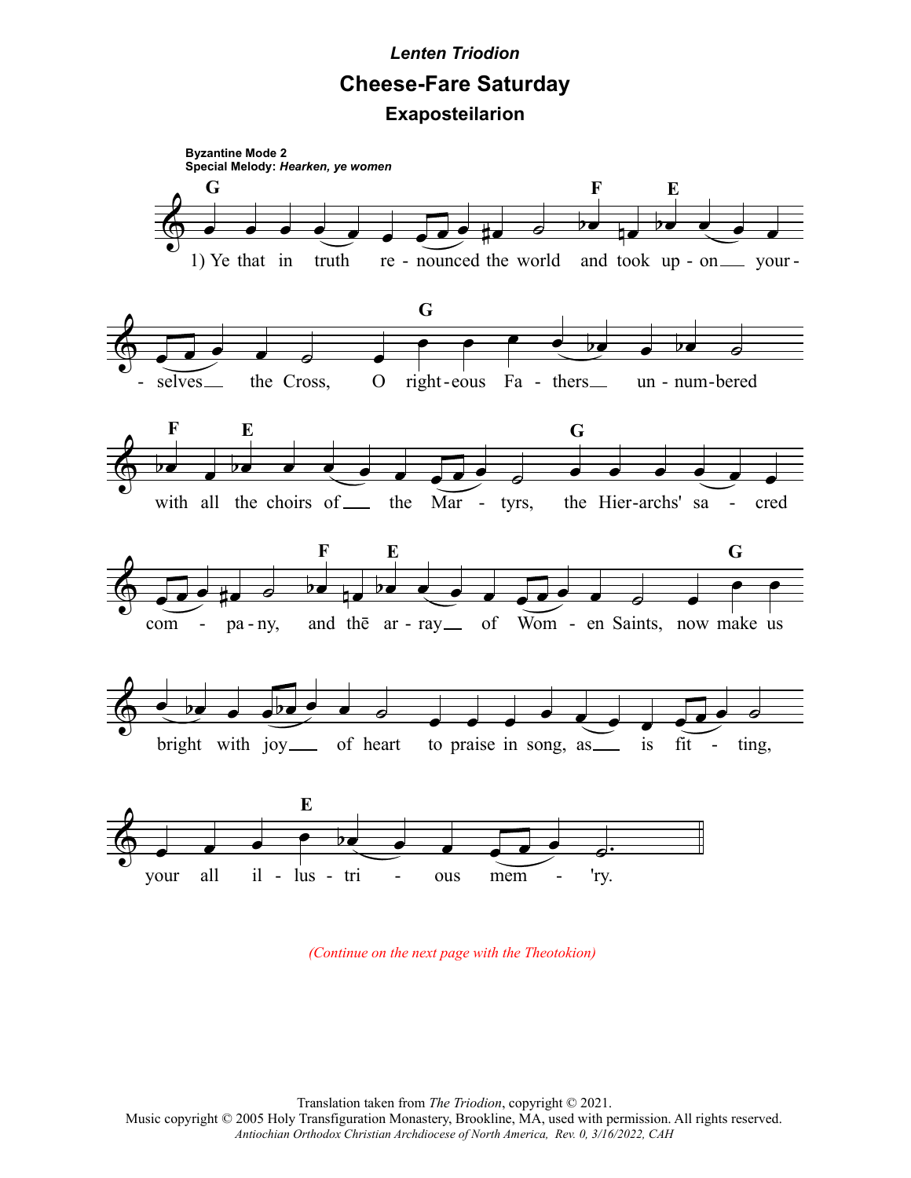*Lenten Triodion*

# Cheese-Fare Saturday

## Exaposteilarion

**Byzantine Mode 2**
**Special Melody:** *Hearken, ye women*

1) Ye that in truth re - nounced the world and took up - on your - selves the Cross, O right-eous Fa - thers un - num-bered with all the choirs of the Mar - tyrs, the Hier-archs' sa - cred com - pa - ny, and thē ar - ray of Wom - en Saints, now make us bright with joy of heart to praise in song, as is fit - ting, your all il - lus - tri - ous mem - 'ry.

*(Continue on the next page with the Theotokion)*

Translation taken from *The Triodion*, copyright © 2021.
Music copyright © 2005 Holy Transfiguration Monastery, Brookline, MA, used with permission. All rights reserved.
*Antiochian Orthodox Christian Archdiocese of North America, Rev. 0, 3/16/2022, CAH*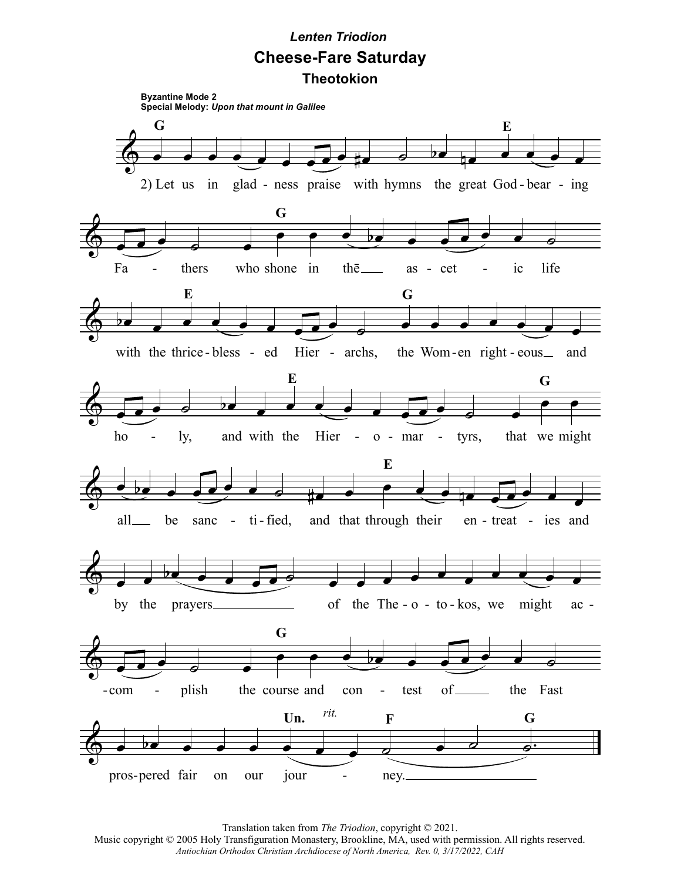*Lenten Triodion*

## Cheese-Fare Saturday

### Theotokion

**Byzantine Mode 2**
**Special Melody:** *Upon that mount in Galilee*

2) Let us in gladness praise with hymns the great God-bearing Fathers who shone in thē ascetic life with the thrice-blessed Hierarchs, the Women righteous and holy, and with the Hieromartyrs, that we might all be sanctified, and that through their entreaties and by the prayers of the Theotokos, we might accomplish the course and contest of the Fast prospered fair on our journey.

Translation taken from *The Triodion*, copyright © 2021.
Music copyright © 2005 Holy Transfiguration Monastery, Brookline, MA, used with permission. All rights reserved.
*Antiochian Orthodox Christian Archdiocese of North America, Rev. 0, 3/17/2022, CAH*